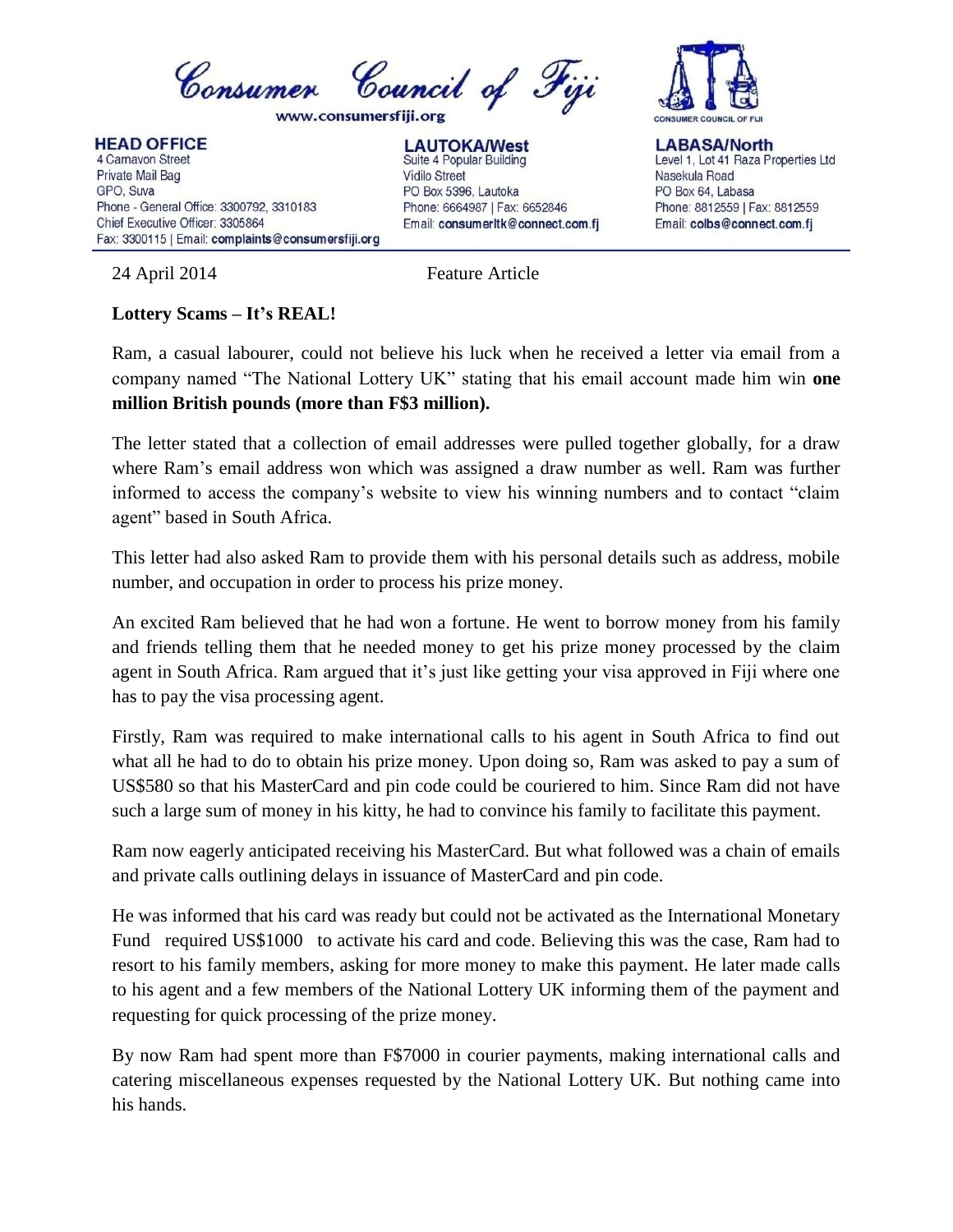# Consumer Council of Fiji

www.consumersfiji.org

**HEAD OFFICE**
4 Carnavon Street
Private Mail Bag
GPO, Suva
Phone - General Office: 3300792, 3310183
Chief Executive Officer: 3305864
Fax: 3300115 | Email: **complaints@consumersfiji.org**

**LAUTOKA/West**
Suite 4 Popular Building
Vidilo Street
PO Box 5396, Lautoka
Phone: 6664987 | Fax: 6652846
Email: **consumerltk@connect.com.fj**

**LABASA/North**
Level 1, Lot 41 Raza Properties Ltd
Nasekula Road
PO Box 64, Labasa
Phone: 8812559 | Fax: 8812559
Email: **colbs@connect.com.fj**

24 April 2014 Feature Article

**Lottery Scams – It's REAL!**

Ram, a casual labourer, could not believe his luck when he received a letter via email from a company named "The National Lottery UK" stating that his email account made him win **one million British pounds (more than F$3 million).**

The letter stated that a collection of email addresses were pulled together globally, for a draw where Ram's email address won which was assigned a draw number as well. Ram was further informed to access the company's website to view his winning numbers and to contact "claim agent" based in South Africa.

This letter had also asked Ram to provide them with his personal details such as address, mobile number, and occupation in order to process his prize money.

An excited Ram believed that he had won a fortune. He went to borrow money from his family and friends telling them that he needed money to get his prize money processed by the claim agent in South Africa. Ram argued that it's just like getting your visa approved in Fiji where one has to pay the visa processing agent.

Firstly, Ram was required to make international calls to his agent in South Africa to find out what all he had to do to obtain his prize money. Upon doing so, Ram was asked to pay a sum of US$580 so that his MasterCard and pin code could be couriered to him. Since Ram did not have such a large sum of money in his kitty, he had to convince his family to facilitate this payment.

Ram now eagerly anticipated receiving his MasterCard. But what followed was a chain of emails and private calls outlining delays in issuance of MasterCard and pin code.

He was informed that his card was ready but could not be activated as the International Monetary Fund required US$1000 to activate his card and code. Believing this was the case, Ram had to resort to his family members, asking for more money to make this payment. He later made calls to his agent and a few members of the National Lottery UK informing them of the payment and requesting for quick processing of the prize money.

By now Ram had spent more than F$7000 in courier payments, making international calls and catering miscellaneous expenses requested by the National Lottery UK. But nothing came into his hands.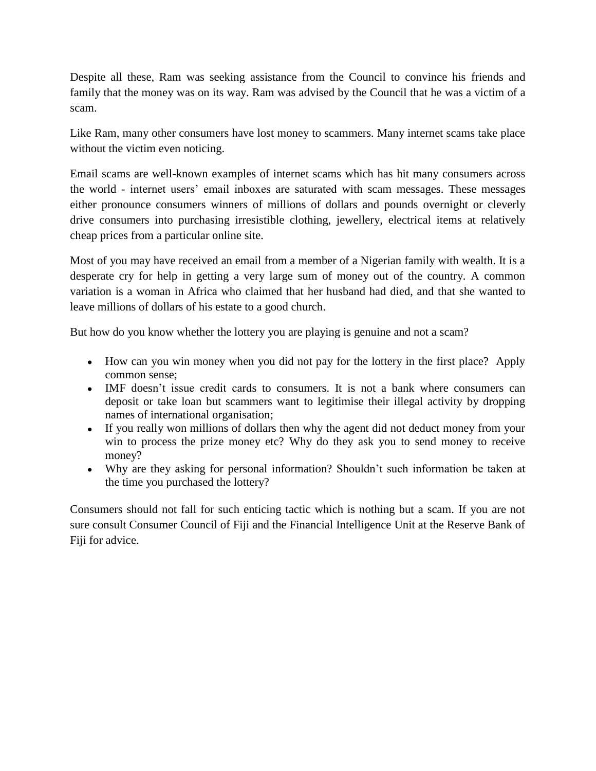Despite all these, Ram was seeking assistance from the Council to convince his friends and family that the money was on its way. Ram was advised by the Council that he was a victim of a scam.

Like Ram, many other consumers have lost money to scammers. Many internet scams take place without the victim even noticing.

Email scams are well-known examples of internet scams which has hit many consumers across the world - internet users' email inboxes are saturated with scam messages. These messages either pronounce consumers winners of millions of dollars and pounds overnight or cleverly drive consumers into purchasing irresistible clothing, jewellery, electrical items at relatively cheap prices from a particular online site.

Most of you may have received an email from a member of a Nigerian family with wealth. It is a desperate cry for help in getting a very large sum of money out of the country. A common variation is a woman in Africa who claimed that her husband had died, and that she wanted to leave millions of dollars of his estate to a good church.

But how do you know whether the lottery you are playing is genuine and not a scam?

- How can you win money when you did not pay for the lottery in the first place? Apply common sense;
- IMF doesn't issue credit cards to consumers. It is not a bank where consumers can deposit or take loan but scammers want to legitimise their illegal activity by dropping names of international organisation;
- If you really won millions of dollars then why the agent did not deduct money from your win to process the prize money etc? Why do they ask you to send money to receive money?
- Why are they asking for personal information? Shouldn't such information be taken at the time you purchased the lottery?

Consumers should not fall for such enticing tactic which is nothing but a scam. If you are not sure consult Consumer Council of Fiji and the Financial Intelligence Unit at the Reserve Bank of Fiji for advice.